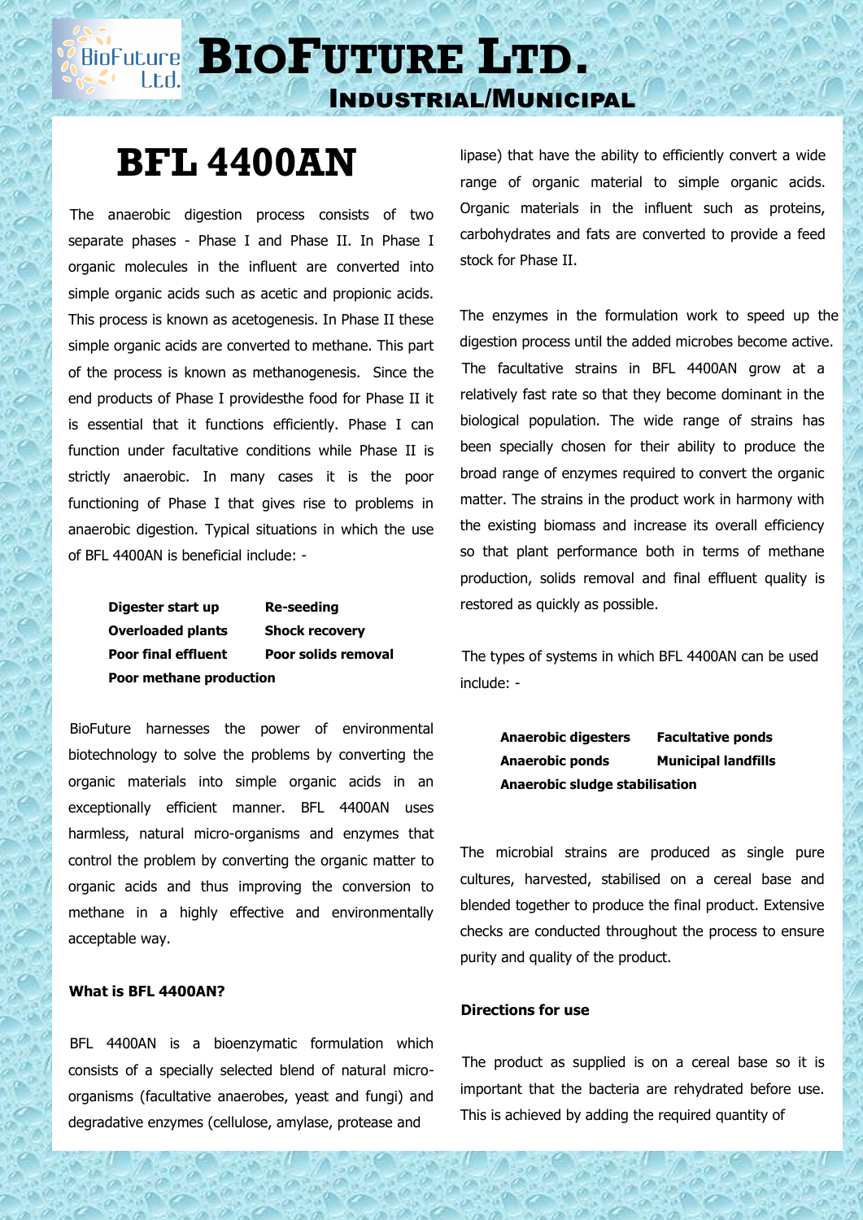# BioFuture Ltd.

## Industrial/Municipal

# BFL 4400AN

The anaerobic digestion process consists of two separate phases - Phase I and Phase II. In Phase I organic molecules in the influent are converted into simple organic acids such as acetic and propionic acids. This process is known as acetogenesis. In Phase II these simple organic acids are converted to methane. This part of the process is known as methanogenesis. Since the end products of Phase I providesthe food for Phase II it is essential that it functions efficiently. Phase I can function under facultative conditions while Phase II is strictly anaerobic. In many cases it is the poor functioning of Phase I that gives rise to problems in anaerobic digestion. Typical situations in which the use of BFL 4400AN is beneficial include: -

**Digester start up** **Re-seeding**
**Overloaded plants** **Shock recovery**
**Poor final effluent** **Poor solids removal**
**Poor methane production**

BioFuture harnesses the power of environmental biotechnology to solve the problems by converting the organic materials into simple organic acids in an exceptionally efficient manner. BFL 4400AN uses harmless, natural micro-organisms and enzymes that control the problem by converting the organic matter to organic acids and thus improving the conversion to methane in a highly effective and environmentally acceptable way.

**What is BFL 4400AN?**

BFL 4400AN is a bioenzymatic formulation which consists of a specially selected blend of natural micro-organisms (facultative anaerobes, yeast and fungi) and degradative enzymes (cellulose, amylase, protease and lipase) that have the ability to efficiently convert a wide range of organic material to simple organic acids. Organic materials in the influent such as proteins, carbohydrates and fats are converted to provide a feed stock for Phase II.

The enzymes in the formulation work to speed up the digestion process until the added microbes become active. The facultative strains in BFL 4400AN grow at a relatively fast rate so that they become dominant in the biological population. The wide range of strains has been specially chosen for their ability to produce the broad range of enzymes required to convert the organic matter. The strains in the product work in harmony with the existing biomass and increase its overall efficiency so that plant performance both in terms of methane production, solids removal and final effluent quality is restored as quickly as possible.

The types of systems in which BFL 4400AN can be used include: -

**Anaerobic digesters** **Facultative ponds**
**Anaerobic ponds** **Municipal landfills**
**Anaerobic sludge stabilisation**

The microbial strains are produced as single pure cultures, harvested, stabilised on a cereal base and blended together to produce the final product. Extensive checks are conducted throughout the process to ensure purity and quality of the product.

**Directions for use**

The product as supplied is on a cereal base so it is important that the bacteria are rehydrated before use. This is achieved by adding the required quantity of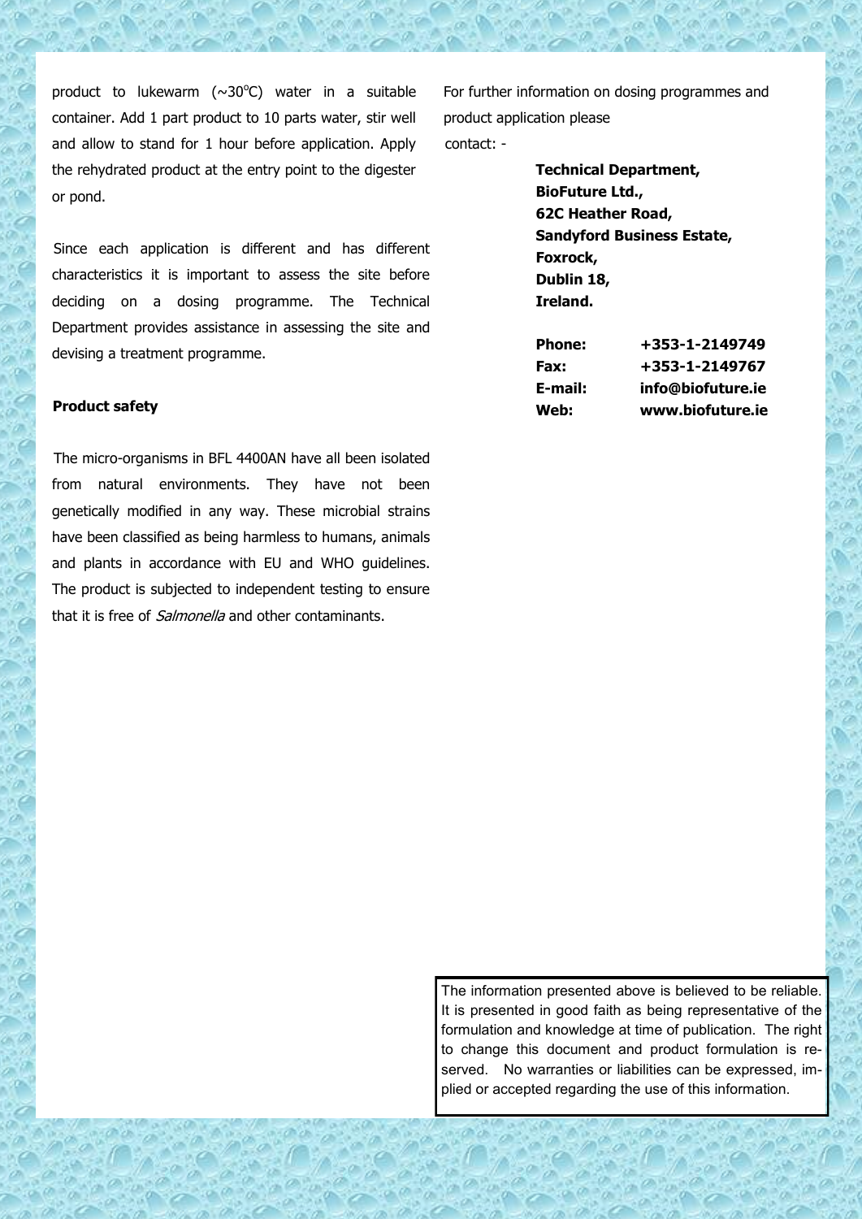product to lukewarm (~30$^{o}$C) water in a suitable container. Add 1 part product to 10 parts water, stir well and allow to stand for 1 hour before application. Apply the rehydrated product at the entry point to the digester or pond.

Since each application is different and has different characteristics it is important to assess the site before deciding on a dosing programme. The Technical Department provides assistance in assessing the site and devising a treatment programme.

**Product safety**

The micro-organisms in BFL 4400AN have all been isolated from natural environments. They have not been genetically modified in any way. These microbial strains have been classified as being harmless to humans, animals and plants in accordance with EU and WHO guidelines. The product is subjected to independent testing to ensure that it is free of *Salmonella* and other contaminants.

For further information on dosing programmes and product application please contact: -

**Technical Department,**
**BioFuture Ltd.,**
**62C Heather Road,**
**Sandyford Business Estate,**
**Foxrock,**
**Dublin 18,**
**Ireland.**

| | |
|---|---|
| **Phone:** | **+353-1-2149749** |
| **Fax:** | **+353-1-2149767** |
| **E-mail:** | **info@biofuture.ie** |
| **Web:** | **www.biofuture.ie** |

The information presented above is believed to be reliable. It is presented in good faith as being representative of the formulation and knowledge at time of publication. The right to change this document and product formulation is reserved. No warranties or liabilities can be expressed, implied or accepted regarding the use of this information.